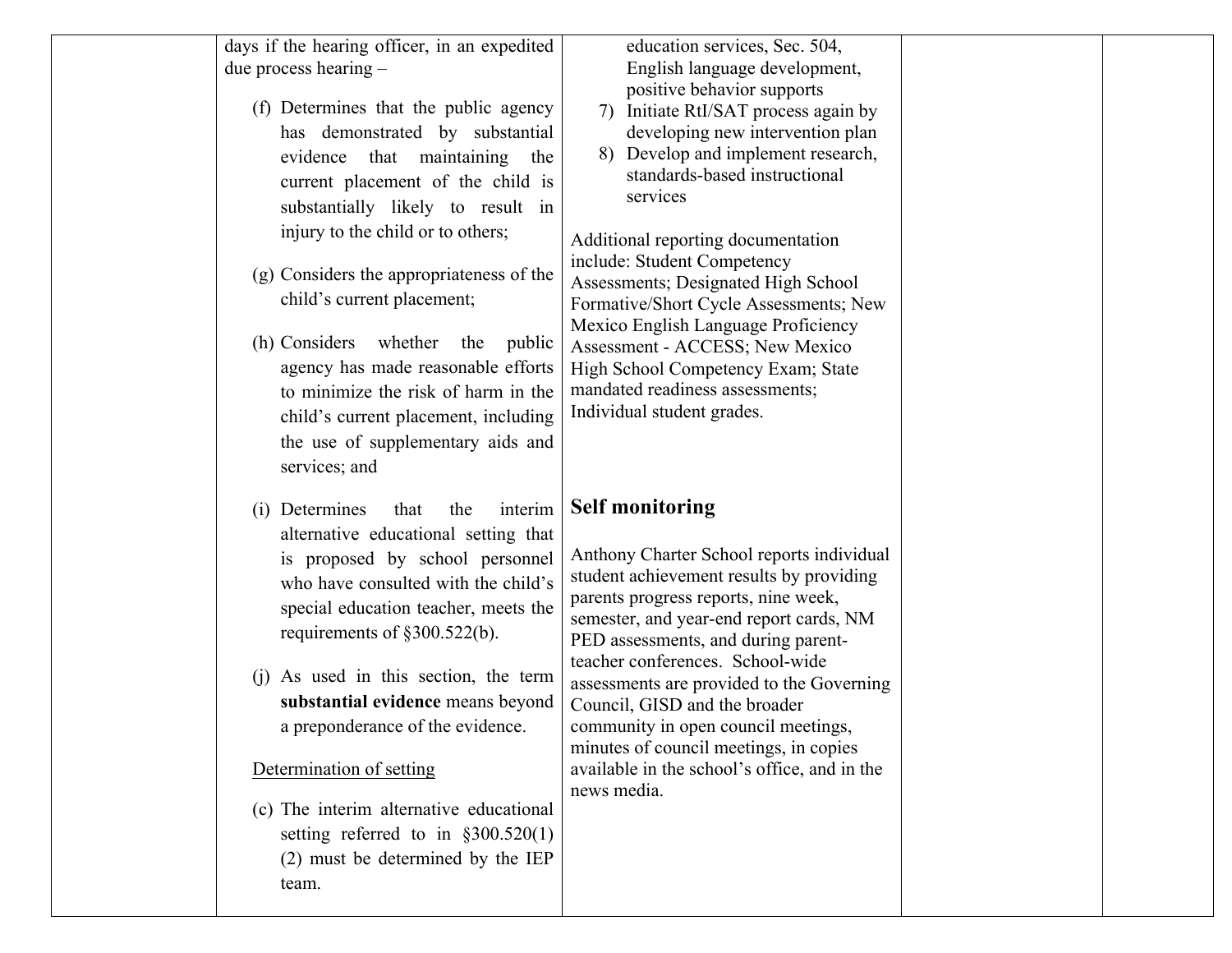| | | | | |
|---|---|---|---|---|
| | days if the hearing officer, in an expedited due process hearing –<br><br>(f) Determines that the public agency has demonstrated by substantial evidence that maintaining the current placement of the child is substantially likely to result in injury to the child or to others;<br><br>(g) Considers the appropriateness of the child's current placement;<br><br>(h) Considers whether the public agency has made reasonable efforts to minimize the risk of harm in the child's current placement, including the use of supplementary aids and services; and<br><br>(i) Determines that the interim alternative educational setting that is proposed by school personnel who have consulted with the child's special education teacher, meets the requirements of §300.522(b).<br><br>(j) As used in this section, the term **substantial evidence** means beyond a preponderance of the evidence.<br><br><u>Determination of setting</u><br><br>(c) The interim alternative educational setting referred to in §300.520(1)(2) must be determined by the IEP team. | education services, Sec. 504, English language development, positive behavior supports<br>7) Initiate RtI/SAT process again by developing new intervention plan<br>8) Develop and implement research, standards-based instructional services<br><br>Additional reporting documentation include: Student Competency Assessments; Designated High School Formative/Short Cycle Assessments; New Mexico English Language Proficiency Assessment - ACCESS; New Mexico High School Competency Exam; State mandated readiness assessments; Individual student grades.<br><br>**Self monitoring**<br><br>Anthony Charter School reports individual student achievement results by providing parents progress reports, nine week, semester, and year-end report cards, NM PED assessments, and during parent-teacher conferences. School-wide assessments are provided to the Governing Council, GISD and the broader community in open council meetings, minutes of council meetings, in copies available in the school's office, and in the news media. | | |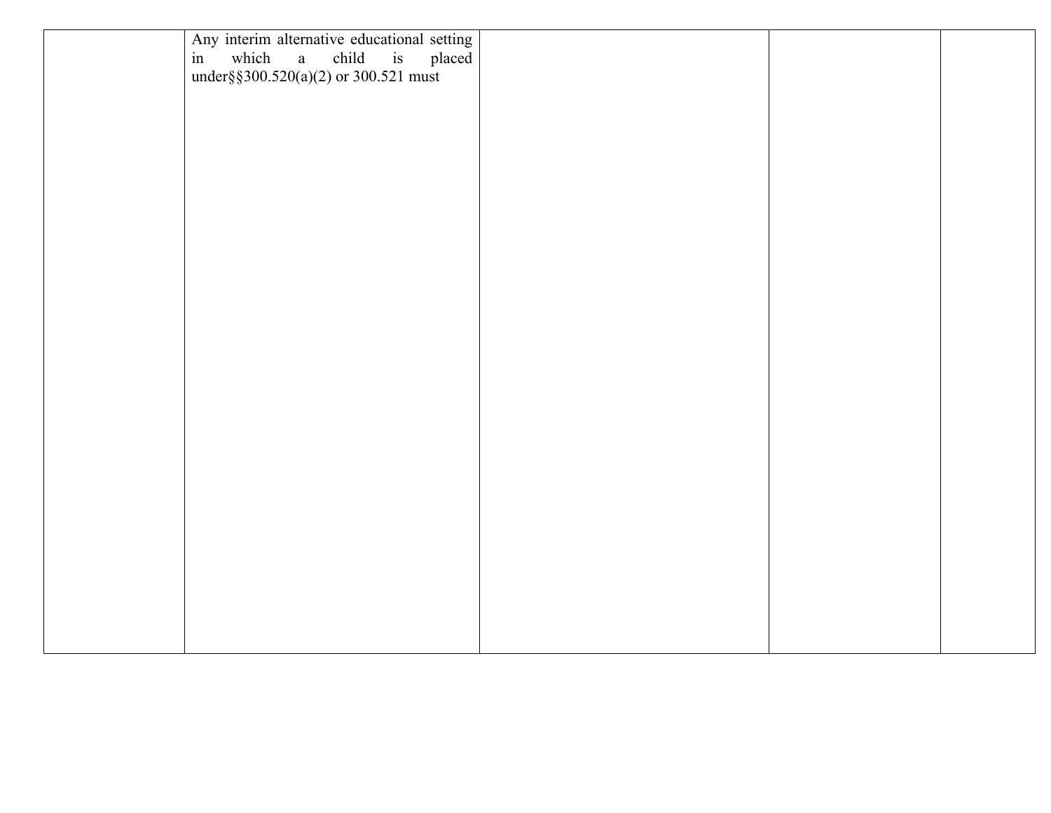|  | Any interim alternative educational setting in which a child is placed under§§300.520(a)(2) or 300.521 must |  |  |  |
|---|---|---|---|---|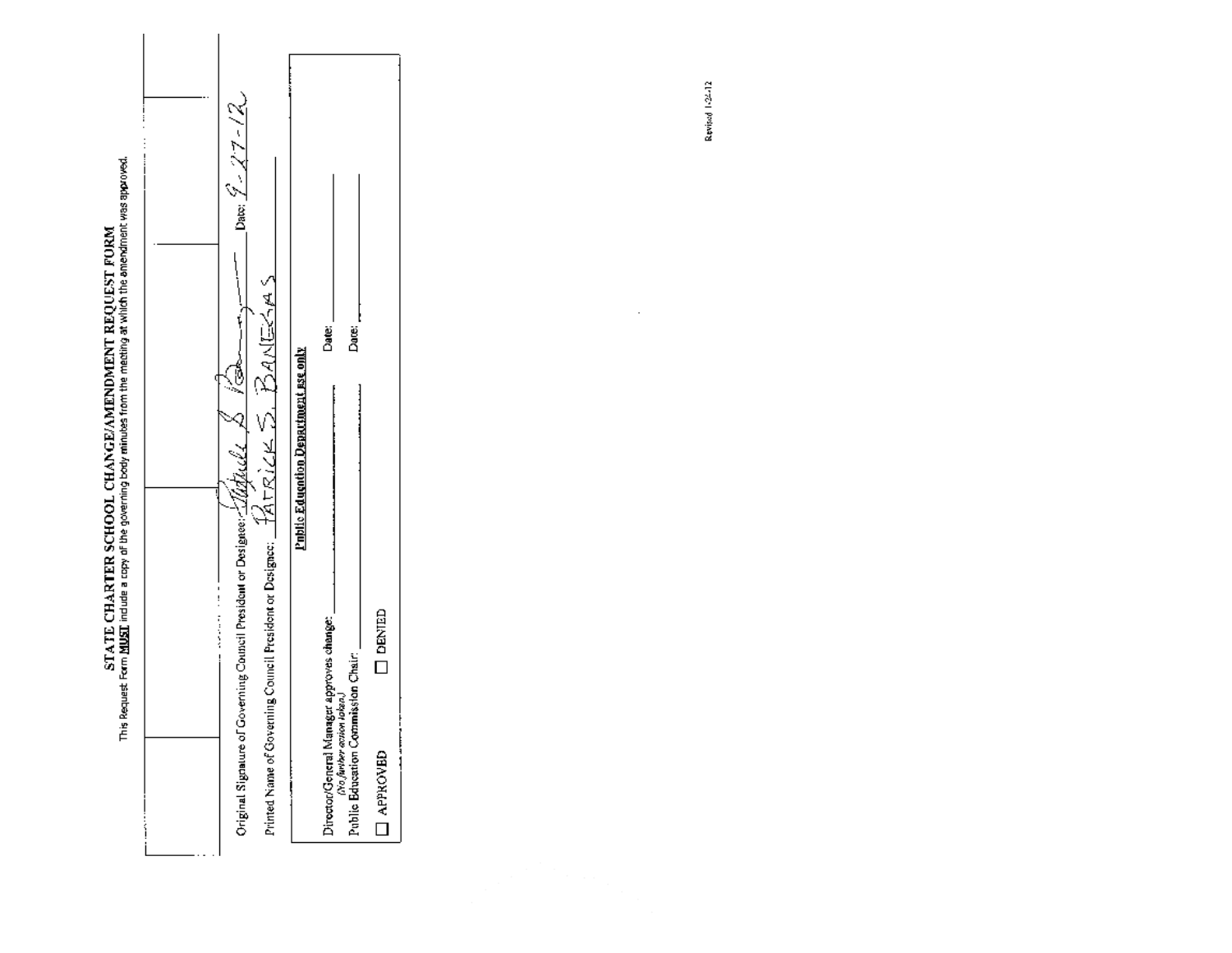# STATE CHARTER SCHOOL CHANGE/AMENDMENT REQUEST FORM

This Request Form **MUST** include a copy of the governing body minutes from the meeting at which the amendment was approved.

| | | | |
|---|---|---|---|
| | | | |

Original Signature of Governing Council President or Designee: *[signature]* Date: 9-27-12

Printed Name of Governing Council President or Designee: PATRICK S. BANEGAS

**Public Education Department use only**

Director/General Manager approves change: \_\_\_\_\_\_\_\_\_\_\_\_\_\_\_\_\_\_\_\_ Date: \_\_\_\_\_\_\_\_\_\_
*(No further action taken.)*

Public Education Commission Chair: \_\_\_\_\_\_\_\_\_\_\_\_\_\_\_\_\_\_\_\_ Date: \_\_\_\_\_\_\_\_\_\_

☐ APPROVED ☐ DENIED

Revised 1-24-12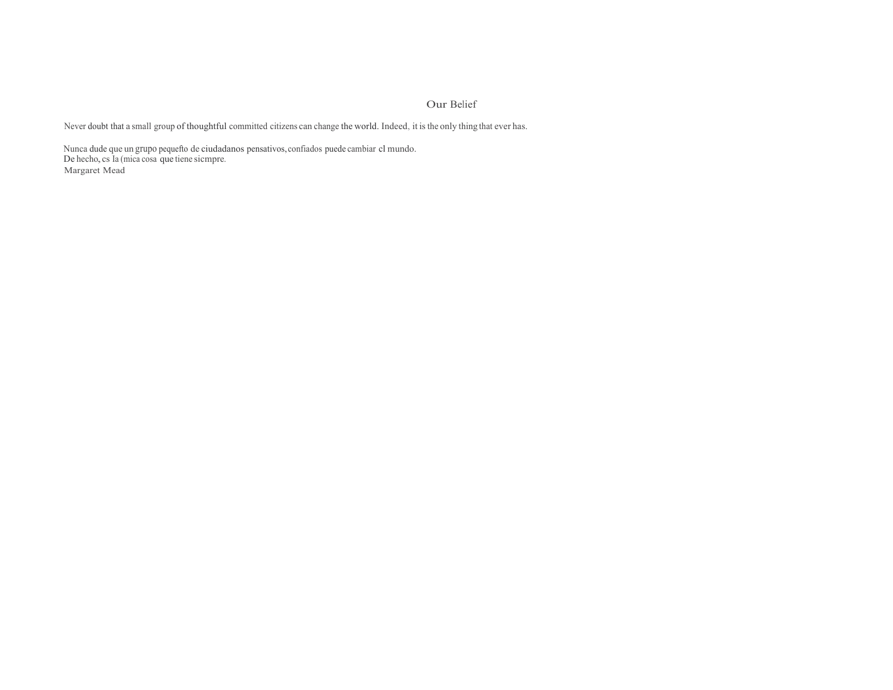# Our Belief

Never doubt that a small group of thoughtful committed citizens can change the world. Indeed, it is the only thing that ever has.

Nunca dude que un grupo pequefto de ciudadanos pensativos, confiados puede cambiar cl mundo.
De hecho, cs la (mica cosa que tiene sicmpre.
Margaret Mead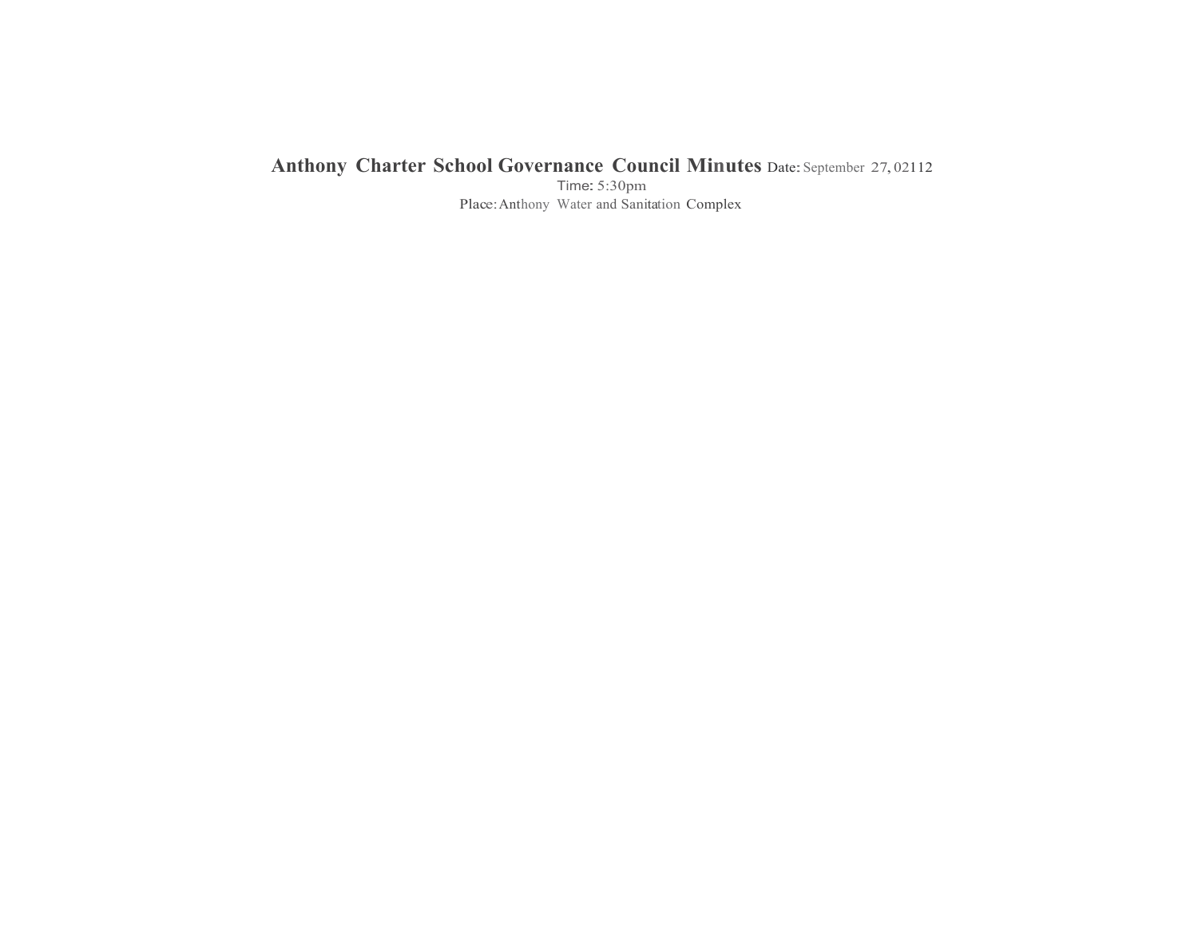**Anthony Charter School Governance Council Minutes** Date: September 27, 02112

Time: 5:30pm

Place: Anthony Water and Sanitation Complex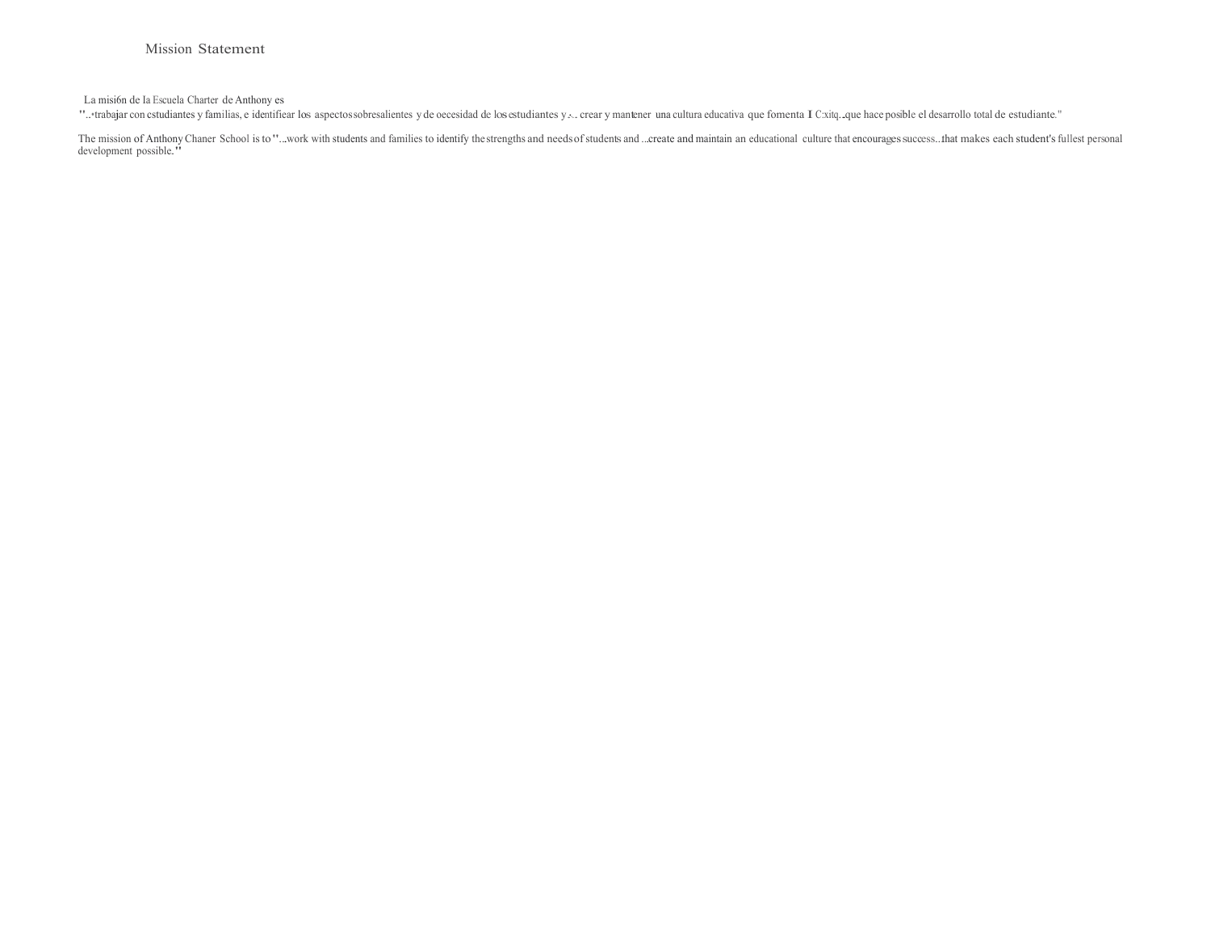## Mission Statement

La misi6n de la Escuela Charter de Anthony es
"..·trabajar con estudiantes y familias, e identifiear los aspectos sobresalientes y de oecesidad de los estudiantes y-.. crear y mantener una cultura educativa que fomenta I C:xitq...que hace posible el desarrollo total de estudiante."

The mission of Anthony Chaner School is to "...work with students and families to identify the strengths and needs of students and ...create and maintain an educational culture that encourages success...that makes each student's fullest personal development possible."